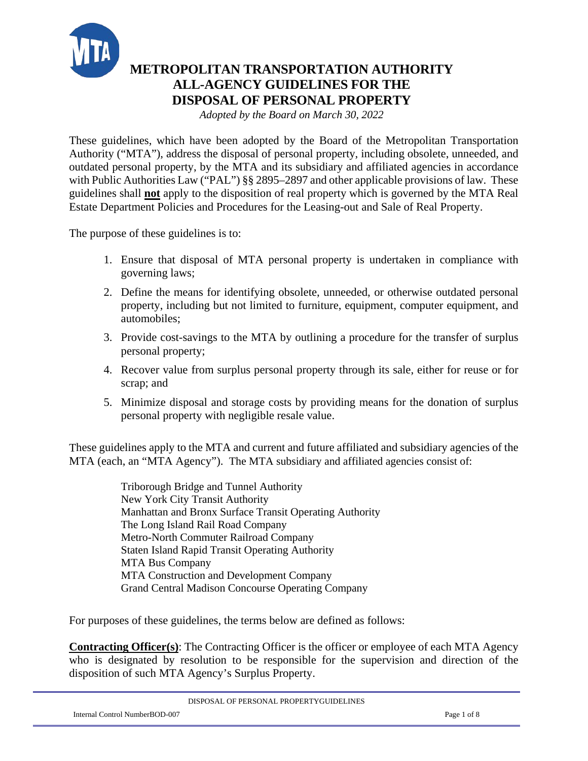# METROPOLITAN TRANSPORTATION AUTHORITY ALL-AGENCY GUIDELINES FOR THE DISPOSAL OF PERSONAL PROPERTY

*Adopted by the Board on March 30, 2022*

These guidelines, which have been adopted by the Board of the Metropolitan Transportation Authority ("MTA"), address the disposal of personal property, including obsolete, unneeded, and outdated personal property, by the MTA and its subsidiary and affiliated agencies in accordance with Public Authorities Law ("PAL") §§ 2895–2897 and other applicable provisions of law. These guidelines shall **not** apply to the disposition of real property which is governed by the MTA Real Estate Department Policies and Procedures for the Leasing-out and Sale of Real Property.

The purpose of these guidelines is to:

1. Ensure that disposal of MTA personal property is undertaken in compliance with governing laws;
2. Define the means for identifying obsolete, unneeded, or otherwise outdated personal property, including but not limited to furniture, equipment, computer equipment, and automobiles;
3. Provide cost-savings to the MTA by outlining a procedure for the transfer of surplus personal property;
4. Recover value from surplus personal property through its sale, either for reuse or for scrap; and
5. Minimize disposal and storage costs by providing means for the donation of surplus personal property with negligible resale value.

These guidelines apply to the MTA and current and future affiliated and subsidiary agencies of the MTA (each, an "MTA Agency"). The MTA subsidiary and affiliated agencies consist of:

Triborough Bridge and Tunnel Authority
New York City Transit Authority
Manhattan and Bronx Surface Transit Operating Authority
The Long Island Rail Road Company
Metro-North Commuter Railroad Company
Staten Island Rapid Transit Operating Authority
MTA Bus Company
MTA Construction and Development Company
Grand Central Madison Concourse Operating Company

For purposes of these guidelines, the terms below are defined as follows:

**Contracting Officer(s)**: The Contracting Officer is the officer or employee of each MTA Agency who is designated by resolution to be responsible for the supervision and direction of the disposition of such MTA Agency's Surplus Property.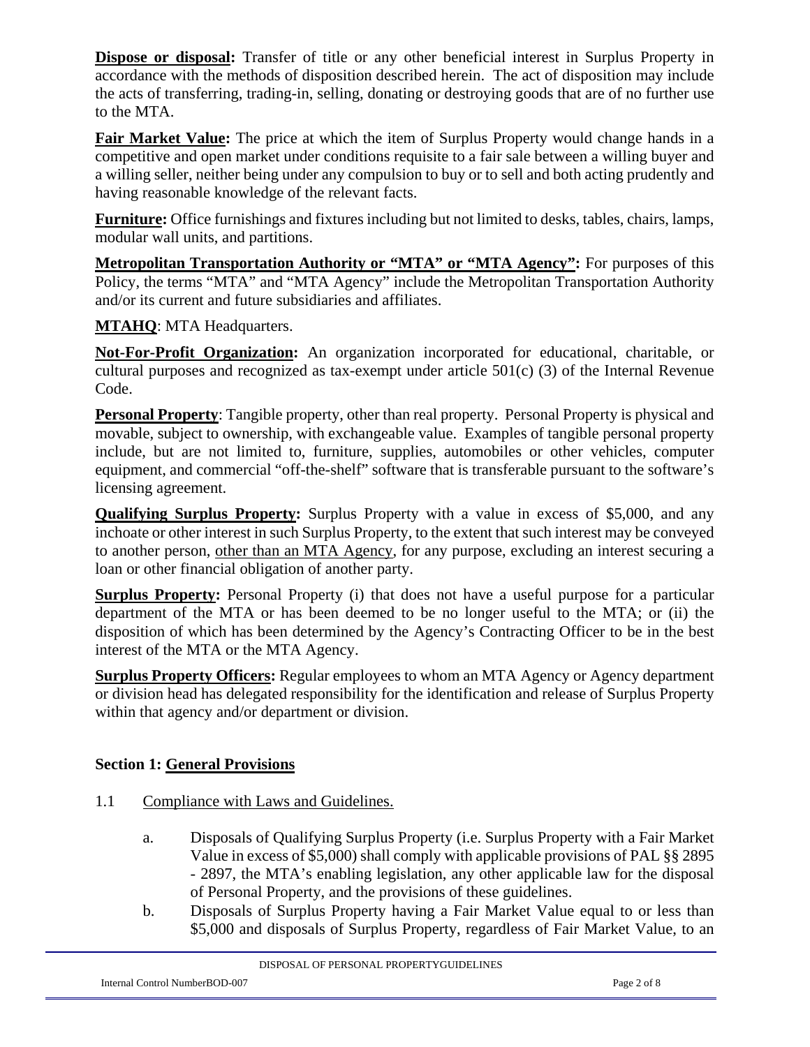**Dispose or disposal:** Transfer of title or any other beneficial interest in Surplus Property in accordance with the methods of disposition described herein. The act of disposition may include the acts of transferring, trading-in, selling, donating or destroying goods that are of no further use to the MTA.

**Fair Market Value:** The price at which the item of Surplus Property would change hands in a competitive and open market under conditions requisite to a fair sale between a willing buyer and a willing seller, neither being under any compulsion to buy or to sell and both acting prudently and having reasonable knowledge of the relevant facts.

**Furniture:** Office furnishings and fixtures including but not limited to desks, tables, chairs, lamps, modular wall units, and partitions.

**Metropolitan Transportation Authority or "MTA" or "MTA Agency":** For purposes of this Policy, the terms "MTA" and "MTA Agency" include the Metropolitan Transportation Authority and/or its current and future subsidiaries and affiliates.

**MTAHQ**: MTA Headquarters.

**Not-For-Profit Organization:** An organization incorporated for educational, charitable, or cultural purposes and recognized as tax-exempt under article 501(c) (3) of the Internal Revenue Code.

**Personal Property**: Tangible property, other than real property. Personal Property is physical and movable, subject to ownership, with exchangeable value. Examples of tangible personal property include, but are not limited to, furniture, supplies, automobiles or other vehicles, computer equipment, and commercial "off-the-shelf" software that is transferable pursuant to the software's licensing agreement.

**Qualifying Surplus Property:** Surplus Property with a value in excess of $5,000, and any inchoate or other interest in such Surplus Property, to the extent that such interest may be conveyed to another person, <u>other than an MTA Agency</u>, for any purpose, excluding an interest securing a loan or other financial obligation of another party.

**Surplus Property:** Personal Property (i) that does not have a useful purpose for a particular department of the MTA or has been deemed to be no longer useful to the MTA; or (ii) the disposition of which has been determined by the Agency's Contracting Officer to be in the best interest of the MTA or the MTA Agency.

**Surplus Property Officers:** Regular employees to whom an MTA Agency or Agency department or division head has delegated responsibility for the identification and release of Surplus Property within that agency and/or department or division.

## Section 1: General Provisions

1.1 Compliance with Laws and Guidelines.

a. Disposals of Qualifying Surplus Property (i.e. Surplus Property with a Fair Market Value in excess of $5,000) shall comply with applicable provisions of PAL §§ 2895 - 2897, the MTA's enabling legislation, any other applicable law for the disposal of Personal Property, and the provisions of these guidelines.

b. Disposals of Surplus Property having a Fair Market Value equal to or less than $5,000 and disposals of Surplus Property, regardless of Fair Market Value, to an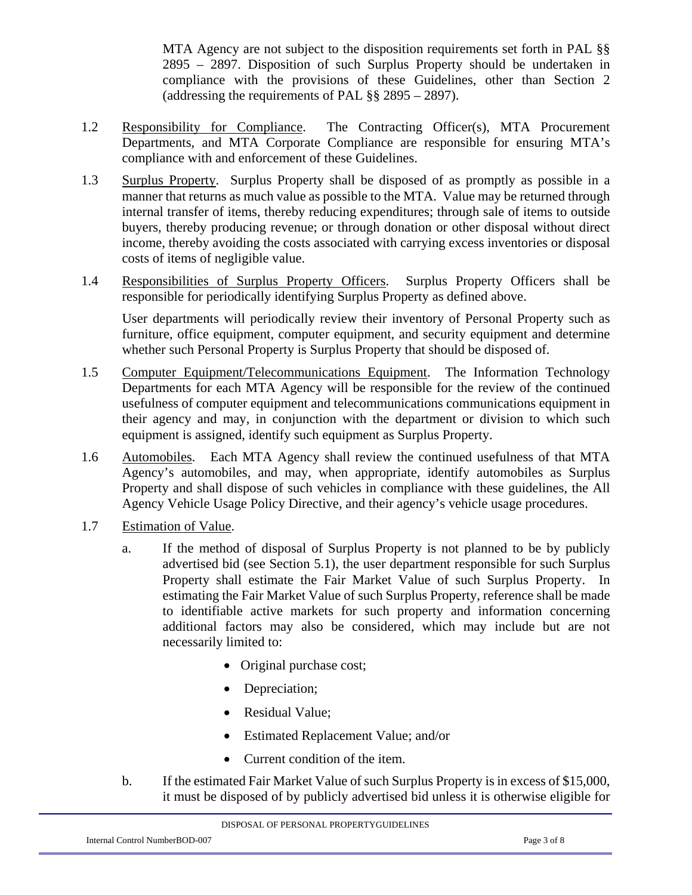MTA Agency are not subject to the disposition requirements set forth in PAL §§ 2895 – 2897. Disposition of such Surplus Property should be undertaken in compliance with the provisions of these Guidelines, other than Section 2 (addressing the requirements of PAL §§ 2895 – 2897).

1.2 Responsibility for Compliance. The Contracting Officer(s), MTA Procurement Departments, and MTA Corporate Compliance are responsible for ensuring MTA's compliance with and enforcement of these Guidelines.

1.3 Surplus Property. Surplus Property shall be disposed of as promptly as possible in a manner that returns as much value as possible to the MTA. Value may be returned through internal transfer of items, thereby reducing expenditures; through sale of items to outside buyers, thereby producing revenue; or through donation or other disposal without direct income, thereby avoiding the costs associated with carrying excess inventories or disposal costs of items of negligible value.

1.4 Responsibilities of Surplus Property Officers. Surplus Property Officers shall be responsible for periodically identifying Surplus Property as defined above.

User departments will periodically review their inventory of Personal Property such as furniture, office equipment, computer equipment, and security equipment and determine whether such Personal Property is Surplus Property that should be disposed of.

1.5 Computer Equipment/Telecommunications Equipment. The Information Technology Departments for each MTA Agency will be responsible for the review of the continued usefulness of computer equipment and telecommunications communications equipment in their agency and may, in conjunction with the department or division to which such equipment is assigned, identify such equipment as Surplus Property.

1.6 Automobiles. Each MTA Agency shall review the continued usefulness of that MTA Agency's automobiles, and may, when appropriate, identify automobiles as Surplus Property and shall dispose of such vehicles in compliance with these guidelines, the All Agency Vehicle Usage Policy Directive, and their agency's vehicle usage procedures.

1.7 Estimation of Value.

a. If the method of disposal of Surplus Property is not planned to be by publicly advertised bid (see Section 5.1), the user department responsible for such Surplus Property shall estimate the Fair Market Value of such Surplus Property. In estimating the Fair Market Value of such Surplus Property, reference shall be made to identifiable active markets for such property and information concerning additional factors may also be considered, which may include but are not necessarily limited to:

- Original purchase cost;
- Depreciation;
- Residual Value;
- Estimated Replacement Value; and/or
- Current condition of the item.

b. If the estimated Fair Market Value of such Surplus Property is in excess of $15,000, it must be disposed of by publicly advertised bid unless it is otherwise eligible for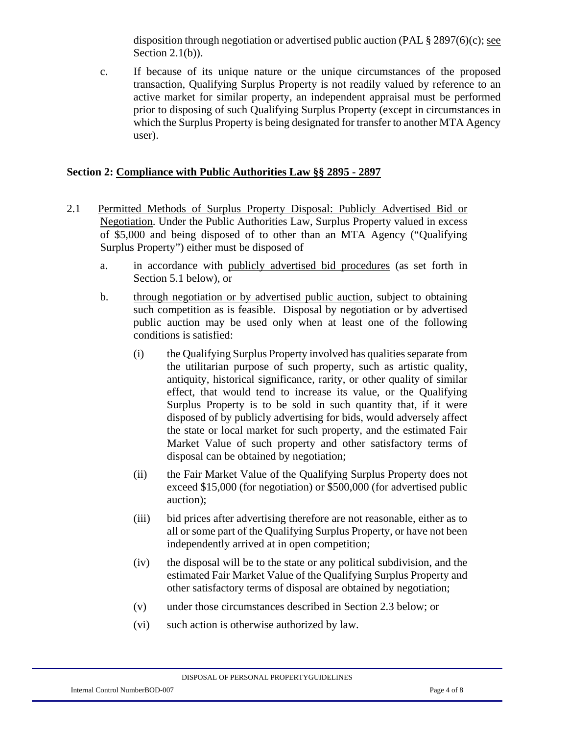disposition through negotiation or advertised public auction (PAL § 2897(6)(c); see Section 2.1(b)).

c. If because of its unique nature or the unique circumstances of the proposed transaction, Qualifying Surplus Property is not readily valued by reference to an active market for similar property, an independent appraisal must be performed prior to disposing of such Qualifying Surplus Property (except in circumstances in which the Surplus Property is being designated for transfer to another MTA Agency user).

## Section 2: Compliance with Public Authorities Law §§ 2895 - 2897

2.1 Permitted Methods of Surplus Property Disposal: Publicly Advertised Bid or Negotiation. Under the Public Authorities Law, Surplus Property valued in excess of $5,000 and being disposed of to other than an MTA Agency ("Qualifying Surplus Property") either must be disposed of

a. in accordance with publicly advertised bid procedures (as set forth in Section 5.1 below), or

b. through negotiation or by advertised public auction, subject to obtaining such competition as is feasible. Disposal by negotiation or by advertised public auction may be used only when at least one of the following conditions is satisfied:

(i) the Qualifying Surplus Property involved has qualities separate from the utilitarian purpose of such property, such as artistic quality, antiquity, historical significance, rarity, or other quality of similar effect, that would tend to increase its value, or the Qualifying Surplus Property is to be sold in such quantity that, if it were disposed of by publicly advertising for bids, would adversely affect the state or local market for such property, and the estimated Fair Market Value of such property and other satisfactory terms of disposal can be obtained by negotiation;

(ii) the Fair Market Value of the Qualifying Surplus Property does not exceed $15,000 (for negotiation) or $500,000 (for advertised public auction);

(iii) bid prices after advertising therefore are not reasonable, either as to all or some part of the Qualifying Surplus Property, or have not been independently arrived at in open competition;

(iv) the disposal will be to the state or any political subdivision, and the estimated Fair Market Value of the Qualifying Surplus Property and other satisfactory terms of disposal are obtained by negotiation;

(v) under those circumstances described in Section 2.3 below; or

(vi) such action is otherwise authorized by law.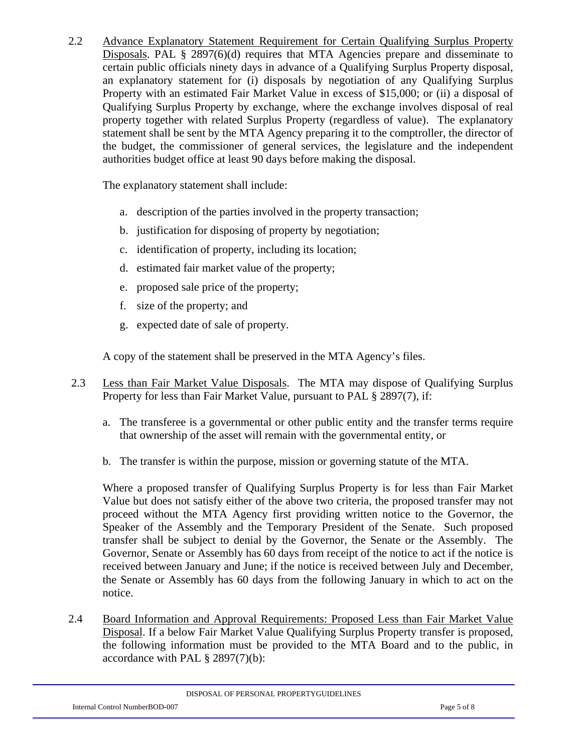2.2 Advance Explanatory Statement Requirement for Certain Qualifying Surplus Property Disposals. PAL § 2897(6)(d) requires that MTA Agencies prepare and disseminate to certain public officials ninety days in advance of a Qualifying Surplus Property disposal, an explanatory statement for (i) disposals by negotiation of any Qualifying Surplus Property with an estimated Fair Market Value in excess of $15,000; or (ii) a disposal of Qualifying Surplus Property by exchange, where the exchange involves disposal of real property together with related Surplus Property (regardless of value). The explanatory statement shall be sent by the MTA Agency preparing it to the comptroller, the director of the budget, the commissioner of general services, the legislature and the independent authorities budget office at least 90 days before making the disposal.

The explanatory statement shall include:

a. description of the parties involved in the property transaction;

b. justification for disposing of property by negotiation;

c. identification of property, including its location;

d. estimated fair market value of the property;

e. proposed sale price of the property;

f. size of the property; and

g. expected date of sale of property.

A copy of the statement shall be preserved in the MTA Agency's files.

2.3 Less than Fair Market Value Disposals. The MTA may dispose of Qualifying Surplus Property for less than Fair Market Value, pursuant to PAL § 2897(7), if:

a. The transferee is a governmental or other public entity and the transfer terms require that ownership of the asset will remain with the governmental entity, or

b. The transfer is within the purpose, mission or governing statute of the MTA.

Where a proposed transfer of Qualifying Surplus Property is for less than Fair Market Value but does not satisfy either of the above two criteria, the proposed transfer may not proceed without the MTA Agency first providing written notice to the Governor, the Speaker of the Assembly and the Temporary President of the Senate. Such proposed transfer shall be subject to denial by the Governor, the Senate or the Assembly. The Governor, Senate or Assembly has 60 days from receipt of the notice to act if the notice is received between January and June; if the notice is received between July and December, the Senate or Assembly has 60 days from the following January in which to act on the notice.

2.4 Board Information and Approval Requirements: Proposed Less than Fair Market Value Disposal. If a below Fair Market Value Qualifying Surplus Property transfer is proposed, the following information must be provided to the MTA Board and to the public, in accordance with PAL § 2897(7)(b):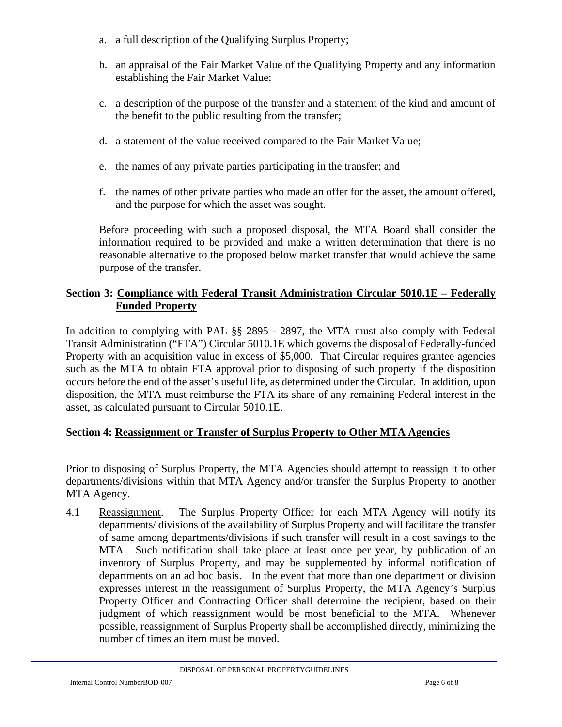a. a full description of the Qualifying Surplus Property;

b. an appraisal of the Fair Market Value of the Qualifying Property and any information establishing the Fair Market Value;

c. a description of the purpose of the transfer and a statement of the kind and amount of the benefit to the public resulting from the transfer;

d. a statement of the value received compared to the Fair Market Value;

e. the names of any private parties participating in the transfer; and

f. the names of other private parties who made an offer for the asset, the amount offered, and the purpose for which the asset was sought.

Before proceeding with such a proposed disposal, the MTA Board shall consider the information required to be provided and make a written determination that there is no reasonable alternative to the proposed below market transfer that would achieve the same purpose of the transfer.

## Section 3: Compliance with Federal Transit Administration Circular 5010.1E – Federally Funded Property

In addition to complying with PAL §§ 2895 - 2897, the MTA must also comply with Federal Transit Administration ("FTA") Circular 5010.1E which governs the disposal of Federally-funded Property with an acquisition value in excess of $5,000. That Circular requires grantee agencies such as the MTA to obtain FTA approval prior to disposing of such property if the disposition occurs before the end of the asset's useful life, as determined under the Circular. In addition, upon disposition, the MTA must reimburse the FTA its share of any remaining Federal interest in the asset, as calculated pursuant to Circular 5010.1E.

## Section 4: Reassignment or Transfer of Surplus Property to Other MTA Agencies

Prior to disposing of Surplus Property, the MTA Agencies should attempt to reassign it to other departments/divisions within that MTA Agency and/or transfer the Surplus Property to another MTA Agency.

4.1 Reassignment. The Surplus Property Officer for each MTA Agency will notify its departments/ divisions of the availability of Surplus Property and will facilitate the transfer of same among departments/divisions if such transfer will result in a cost savings to the MTA. Such notification shall take place at least once per year, by publication of an inventory of Surplus Property, and may be supplemented by informal notification of departments on an ad hoc basis. In the event that more than one department or division expresses interest in the reassignment of Surplus Property, the MTA Agency's Surplus Property Officer and Contracting Officer shall determine the recipient, based on their judgment of which reassignment would be most beneficial to the MTA. Whenever possible, reassignment of Surplus Property shall be accomplished directly, minimizing the number of times an item must be moved.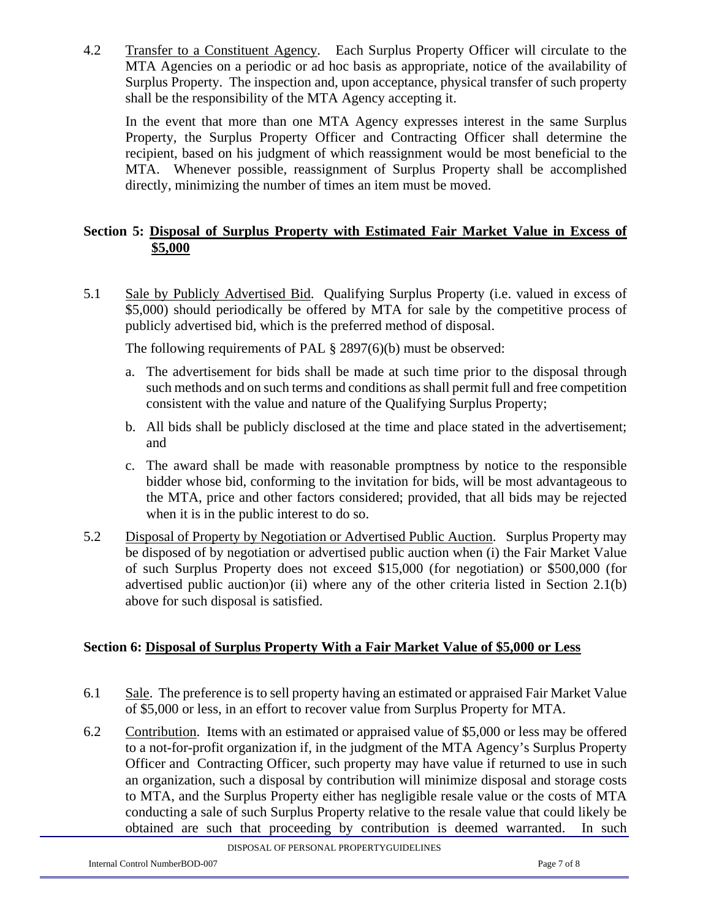4.2 Transfer to a Constituent Agency. Each Surplus Property Officer will circulate to the MTA Agencies on a periodic or ad hoc basis as appropriate, notice of the availability of Surplus Property. The inspection and, upon acceptance, physical transfer of such property shall be the responsibility of the MTA Agency accepting it.

In the event that more than one MTA Agency expresses interest in the same Surplus Property, the Surplus Property Officer and Contracting Officer shall determine the recipient, based on his judgment of which reassignment would be most beneficial to the MTA. Whenever possible, reassignment of Surplus Property shall be accomplished directly, minimizing the number of times an item must be moved.

## Section 5: Disposal of Surplus Property with Estimated Fair Market Value in Excess of $5,000

5.1 Sale by Publicly Advertised Bid. Qualifying Surplus Property (i.e. valued in excess of $5,000) should periodically be offered by MTA for sale by the competitive process of publicly advertised bid, which is the preferred method of disposal.

The following requirements of PAL § 2897(6)(b) must be observed:

a. The advertisement for bids shall be made at such time prior to the disposal through such methods and on such terms and conditions as shall permit full and free competition consistent with the value and nature of the Qualifying Surplus Property;

b. All bids shall be publicly disclosed at the time and place stated in the advertisement; and

c. The award shall be made with reasonable promptness by notice to the responsible bidder whose bid, conforming to the invitation for bids, will be most advantageous to the MTA, price and other factors considered; provided, that all bids may be rejected when it is in the public interest to do so.

5.2 Disposal of Property by Negotiation or Advertised Public Auction. Surplus Property may be disposed of by negotiation or advertised public auction when (i) the Fair Market Value of such Surplus Property does not exceed $15,000 (for negotiation) or $500,000 (for advertised public auction)or (ii) where any of the other criteria listed in Section 2.1(b) above for such disposal is satisfied.

## Section 6: Disposal of Surplus Property With a Fair Market Value of $5,000 or Less

6.1 Sale. The preference is to sell property having an estimated or appraised Fair Market Value of $5,000 or less, in an effort to recover value from Surplus Property for MTA.

6.2 Contribution. Items with an estimated or appraised value of $5,000 or less may be offered to a not-for-profit organization if, in the judgment of the MTA Agency's Surplus Property Officer and Contracting Officer, such property may have value if returned to use in such an organization, such a disposal by contribution will minimize disposal and storage costs to MTA, and the Surplus Property either has negligible resale value or the costs of MTA conducting a sale of such Surplus Property relative to the resale value that could likely be obtained are such that proceeding by contribution is deemed warranted. In such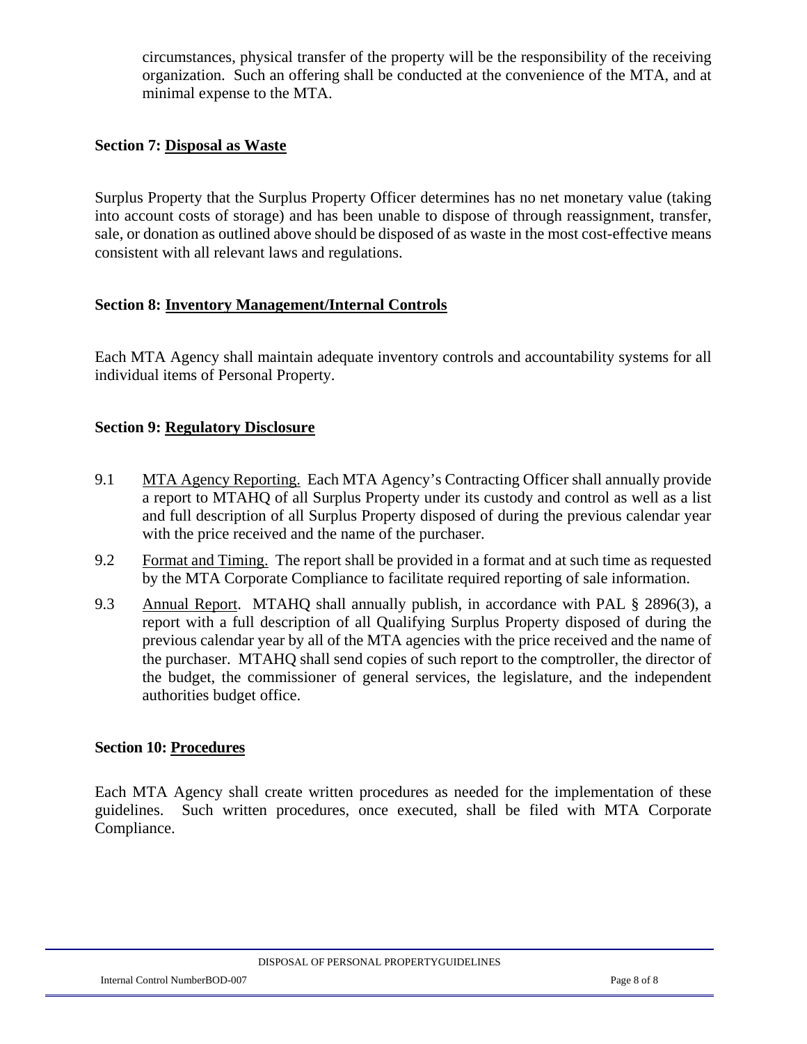circumstances, physical transfer of the property will be the responsibility of the receiving organization. Such an offering shall be conducted at the convenience of the MTA, and at minimal expense to the MTA.

**Section 7: Disposal as Waste**

Surplus Property that the Surplus Property Officer determines has no net monetary value (taking into account costs of storage) and has been unable to dispose of through reassignment, transfer, sale, or donation as outlined above should be disposed of as waste in the most cost-effective means consistent with all relevant laws and regulations.

**Section 8: Inventory Management/Internal Controls**

Each MTA Agency shall maintain adequate inventory controls and accountability systems for all individual items of Personal Property.

**Section 9: Regulatory Disclosure**

9.1 MTA Agency Reporting. Each MTA Agency's Contracting Officer shall annually provide a report to MTAHQ of all Surplus Property under its custody and control as well as a list and full description of all Surplus Property disposed of during the previous calendar year with the price received and the name of the purchaser.

9.2 Format and Timing. The report shall be provided in a format and at such time as requested by the MTA Corporate Compliance to facilitate required reporting of sale information.

9.3 Annual Report. MTAHQ shall annually publish, in accordance with PAL § 2896(3), a report with a full description of all Qualifying Surplus Property disposed of during the previous calendar year by all of the MTA agencies with the price received and the name of the purchaser. MTAHQ shall send copies of such report to the comptroller, the director of the budget, the commissioner of general services, the legislature, and the independent authorities budget office.

**Section 10: Procedures**

Each MTA Agency shall create written procedures as needed for the implementation of these guidelines. Such written procedures, once executed, shall be filed with MTA Corporate Compliance.